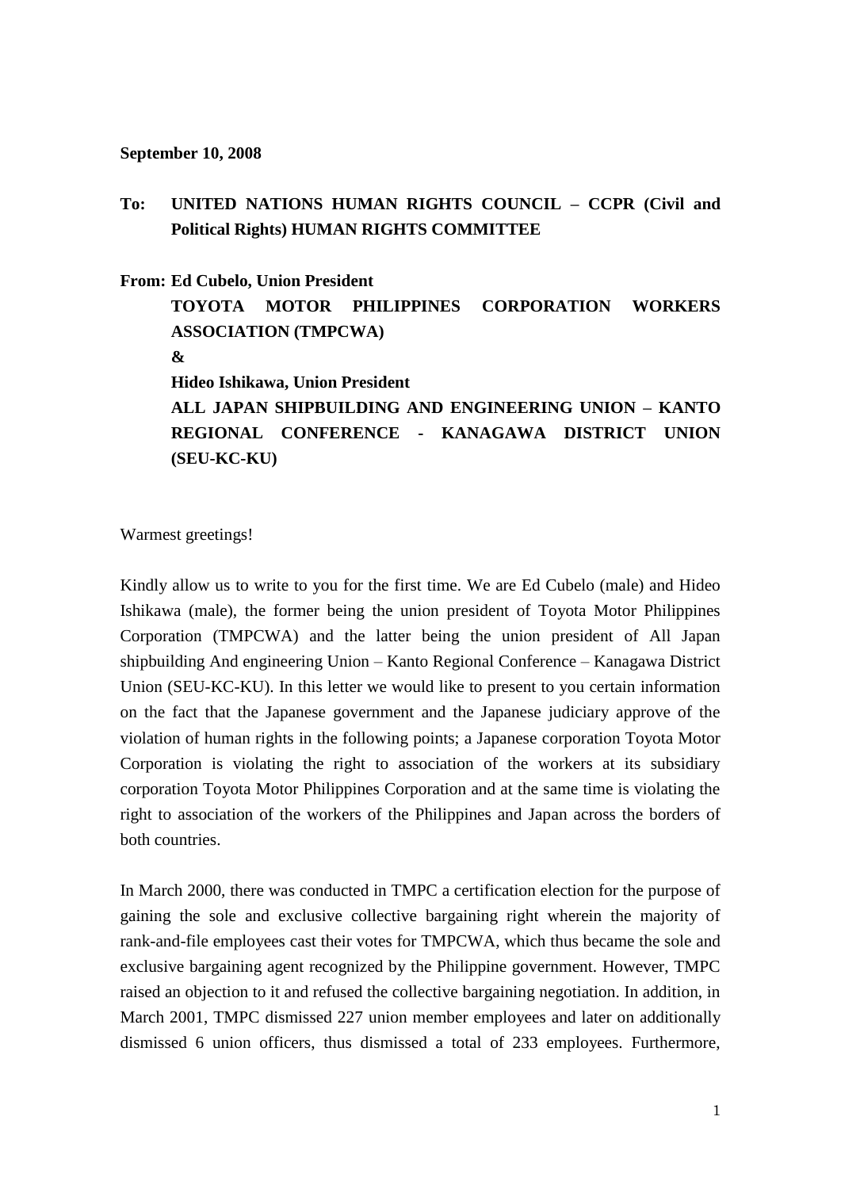**September 10, 2008**

**To: UNITED NATIONS HUMAN RIGHTS COUNCIL – CCPR (Civil and Political Rights) HUMAN RIGHTS COMMITTEE**

**From: Ed Cubelo, Union President**
**TOYOTA MOTOR PHILIPPINES CORPORATION WORKERS ASSOCIATION (TMPCWA)**
**&**
**Hideo Ishikawa, Union President**
**ALL JAPAN SHIPBUILDING AND ENGINEERING UNION – KANTO REGIONAL CONFERENCE - KANAGAWA DISTRICT UNION (SEU-KC-KU)**

Warmest greetings!

Kindly allow us to write to you for the first time. We are Ed Cubelo (male) and Hideo Ishikawa (male), the former being the union president of Toyota Motor Philippines Corporation (TMPCWA) and the latter being the union president of All Japan shipbuilding And engineering Union – Kanto Regional Conference – Kanagawa District Union (SEU-KC-KU). In this letter we would like to present to you certain information on the fact that the Japanese government and the Japanese judiciary approve of the violation of human rights in the following points; a Japanese corporation Toyota Motor Corporation is violating the right to association of the workers at its subsidiary corporation Toyota Motor Philippines Corporation and at the same time is violating the right to association of the workers of the Philippines and Japan across the borders of both countries.

In March 2000, there was conducted in TMPC a certification election for the purpose of gaining the sole and exclusive collective bargaining right wherein the majority of rank-and-file employees cast their votes for TMPCWA, which thus became the sole and exclusive bargaining agent recognized by the Philippine government. However, TMPC raised an objection to it and refused the collective bargaining negotiation. In addition, in March 2001, TMPC dismissed 227 union member employees and later on additionally dismissed 6 union officers, thus dismissed a total of 233 employees. Furthermore,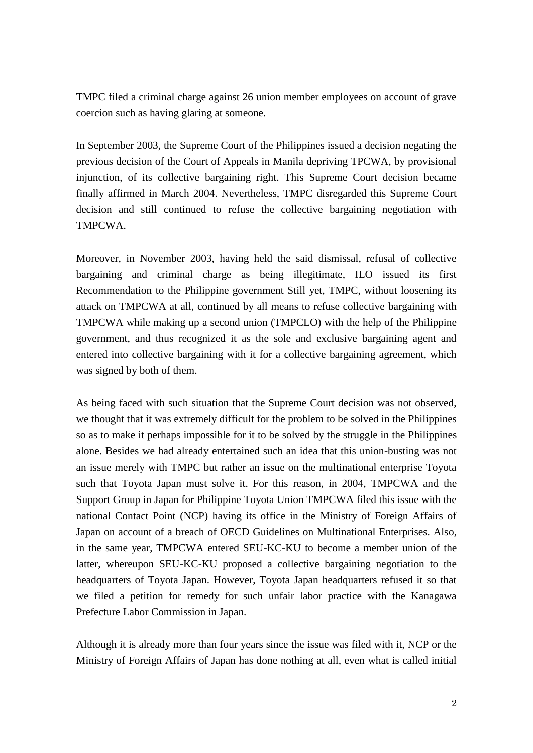TMPC filed a criminal charge against 26 union member employees on account of grave coercion such as having glaring at someone.

In September 2003, the Supreme Court of the Philippines issued a decision negating the previous decision of the Court of Appeals in Manila depriving TPCWA, by provisional injunction, of its collective bargaining right. This Supreme Court decision became finally affirmed in March 2004. Nevertheless, TMPC disregarded this Supreme Court decision and still continued to refuse the collective bargaining negotiation with TMPCWA.

Moreover, in November 2003, having held the said dismissal, refusal of collective bargaining and criminal charge as being illegitimate, ILO issued its first Recommendation to the Philippine government Still yet, TMPC, without loosening its attack on TMPCWA at all, continued by all means to refuse collective bargaining with TMPCWA while making up a second union (TMPCLO) with the help of the Philippine government, and thus recognized it as the sole and exclusive bargaining agent and entered into collective bargaining with it for a collective bargaining agreement, which was signed by both of them.

As being faced with such situation that the Supreme Court decision was not observed, we thought that it was extremely difficult for the problem to be solved in the Philippines so as to make it perhaps impossible for it to be solved by the struggle in the Philippines alone. Besides we had already entertained such an idea that this union-busting was not an issue merely with TMPC but rather an issue on the multinational enterprise Toyota such that Toyota Japan must solve it. For this reason, in 2004, TMPCWA and the Support Group in Japan for Philippine Toyota Union TMPCWA filed this issue with the national Contact Point (NCP) having its office in the Ministry of Foreign Affairs of Japan on account of a breach of OECD Guidelines on Multinational Enterprises. Also, in the same year, TMPCWA entered SEU-KC-KU to become a member union of the latter, whereupon SEU-KC-KU proposed a collective bargaining negotiation to the headquarters of Toyota Japan. However, Toyota Japan headquarters refused it so that we filed a petition for remedy for such unfair labor practice with the Kanagawa Prefecture Labor Commission in Japan.

Although it is already more than four years since the issue was filed with it, NCP or the Ministry of Foreign Affairs of Japan has done nothing at all, even what is called initial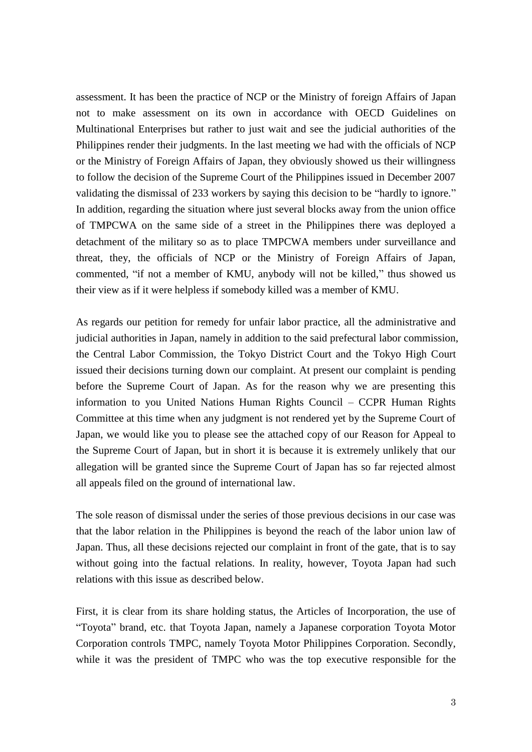assessment. It has been the practice of NCP or the Ministry of foreign Affairs of Japan not to make assessment on its own in accordance with OECD Guidelines on Multinational Enterprises but rather to just wait and see the judicial authorities of the Philippines render their judgments. In the last meeting we had with the officials of NCP or the Ministry of Foreign Affairs of Japan, they obviously showed us their willingness to follow the decision of the Supreme Court of the Philippines issued in December 2007 validating the dismissal of 233 workers by saying this decision to be "hardly to ignore." In addition, regarding the situation where just several blocks away from the union office of TMPCWA on the same side of a street in the Philippines there was deployed a detachment of the military so as to place TMPCWA members under surveillance and threat, they, the officials of NCP or the Ministry of Foreign Affairs of Japan, commented, "if not a member of KMU, anybody will not be killed," thus showed us their view as if it were helpless if somebody killed was a member of KMU.

As regards our petition for remedy for unfair labor practice, all the administrative and judicial authorities in Japan, namely in addition to the said prefectural labor commission, the Central Labor Commission, the Tokyo District Court and the Tokyo High Court issued their decisions turning down our complaint. At present our complaint is pending before the Supreme Court of Japan. As for the reason why we are presenting this information to you United Nations Human Rights Council – CCPR Human Rights Committee at this time when any judgment is not rendered yet by the Supreme Court of Japan, we would like you to please see the attached copy of our Reason for Appeal to the Supreme Court of Japan, but in short it is because it is extremely unlikely that our allegation will be granted since the Supreme Court of Japan has so far rejected almost all appeals filed on the ground of international law.

The sole reason of dismissal under the series of those previous decisions in our case was that the labor relation in the Philippines is beyond the reach of the labor union law of Japan. Thus, all these decisions rejected our complaint in front of the gate, that is to say without going into the factual relations. In reality, however, Toyota Japan had such relations with this issue as described below.

First, it is clear from its share holding status, the Articles of Incorporation, the use of "Toyota" brand, etc. that Toyota Japan, namely a Japanese corporation Toyota Motor Corporation controls TMPC, namely Toyota Motor Philippines Corporation. Secondly, while it was the president of TMPC who was the top executive responsible for the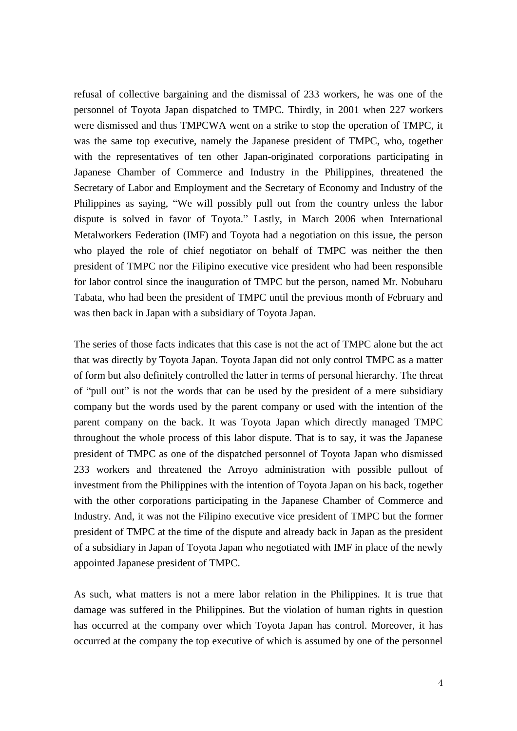refusal of collective bargaining and the dismissal of 233 workers, he was one of the personnel of Toyota Japan dispatched to TMPC. Thirdly, in 2001 when 227 workers were dismissed and thus TMPCWA went on a strike to stop the operation of TMPC, it was the same top executive, namely the Japanese president of TMPC, who, together with the representatives of ten other Japan-originated corporations participating in Japanese Chamber of Commerce and Industry in the Philippines, threatened the Secretary of Labor and Employment and the Secretary of Economy and Industry of the Philippines as saying, "We will possibly pull out from the country unless the labor dispute is solved in favor of Toyota." Lastly, in March 2006 when International Metalworkers Federation (IMF) and Toyota had a negotiation on this issue, the person who played the role of chief negotiator on behalf of TMPC was neither the then president of TMPC nor the Filipino executive vice president who had been responsible for labor control since the inauguration of TMPC but the person, named Mr. Nobuharu Tabata, who had been the president of TMPC until the previous month of February and was then back in Japan with a subsidiary of Toyota Japan.

The series of those facts indicates that this case is not the act of TMPC alone but the act that was directly by Toyota Japan. Toyota Japan did not only control TMPC as a matter of form but also definitely controlled the latter in terms of personal hierarchy. The threat of "pull out" is not the words that can be used by the president of a mere subsidiary company but the words used by the parent company or used with the intention of the parent company on the back. It was Toyota Japan which directly managed TMPC throughout the whole process of this labor dispute. That is to say, it was the Japanese president of TMPC as one of the dispatched personnel of Toyota Japan who dismissed 233 workers and threatened the Arroyo administration with possible pullout of investment from the Philippines with the intention of Toyota Japan on his back, together with the other corporations participating in the Japanese Chamber of Commerce and Industry. And, it was not the Filipino executive vice president of TMPC but the former president of TMPC at the time of the dispute and already back in Japan as the president of a subsidiary in Japan of Toyota Japan who negotiated with IMF in place of the newly appointed Japanese president of TMPC.

As such, what matters is not a mere labor relation in the Philippines. It is true that damage was suffered in the Philippines. But the violation of human rights in question has occurred at the company over which Toyota Japan has control. Moreover, it has occurred at the company the top executive of which is assumed by one of the personnel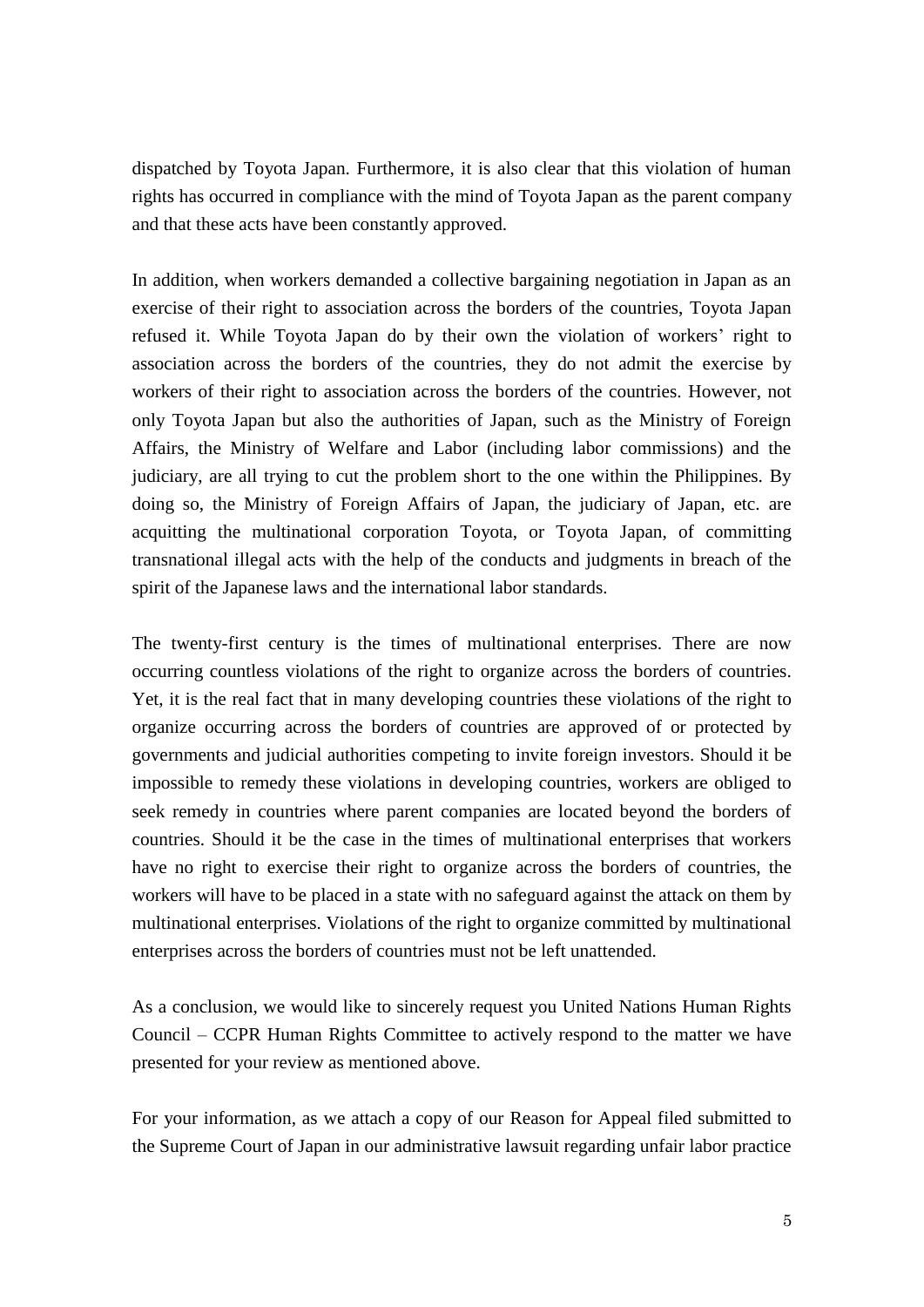dispatched by Toyota Japan. Furthermore, it is also clear that this violation of human rights has occurred in compliance with the mind of Toyota Japan as the parent company and that these acts have been constantly approved.

In addition, when workers demanded a collective bargaining negotiation in Japan as an exercise of their right to association across the borders of the countries, Toyota Japan refused it. While Toyota Japan do by their own the violation of workers' right to association across the borders of the countries, they do not admit the exercise by workers of their right to association across the borders of the countries. However, not only Toyota Japan but also the authorities of Japan, such as the Ministry of Foreign Affairs, the Ministry of Welfare and Labor (including labor commissions) and the judiciary, are all trying to cut the problem short to the one within the Philippines. By doing so, the Ministry of Foreign Affairs of Japan, the judiciary of Japan, etc. are acquitting the multinational corporation Toyota, or Toyota Japan, of committing transnational illegal acts with the help of the conducts and judgments in breach of the spirit of the Japanese laws and the international labor standards.

The twenty-first century is the times of multinational enterprises. There are now occurring countless violations of the right to organize across the borders of countries. Yet, it is the real fact that in many developing countries these violations of the right to organize occurring across the borders of countries are approved of or protected by governments and judicial authorities competing to invite foreign investors. Should it be impossible to remedy these violations in developing countries, workers are obliged to seek remedy in countries where parent companies are located beyond the borders of countries. Should it be the case in the times of multinational enterprises that workers have no right to exercise their right to organize across the borders of countries, the workers will have to be placed in a state with no safeguard against the attack on them by multinational enterprises. Violations of the right to organize committed by multinational enterprises across the borders of countries must not be left unattended.

As a conclusion, we would like to sincerely request you United Nations Human Rights Council – CCPR Human Rights Committee to actively respond to the matter we have presented for your review as mentioned above.

For your information, as we attach a copy of our Reason for Appeal filed submitted to the Supreme Court of Japan in our administrative lawsuit regarding unfair labor practice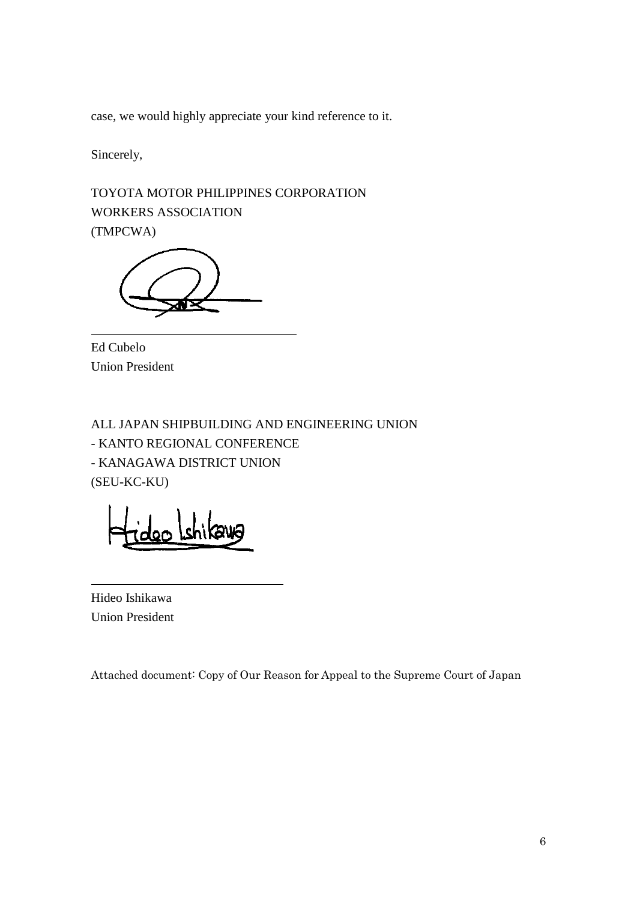case, we would highly appreciate your kind reference to it.

Sincerely,

TOYOTA MOTOR PHILIPPINES CORPORATION
WORKERS ASSOCIATION
(TMPCWA)

Ed Cubelo
Union President

ALL JAPAN SHIPBUILDING AND ENGINEERING UNION
- KANTO REGIONAL CONFERENCE
- KANAGAWA DISTRICT UNION
(SEU-KC-KU)

Hideo Ishikawa
Union President

Attached document: Copy of Our Reason for Appeal to the Supreme Court of Japan